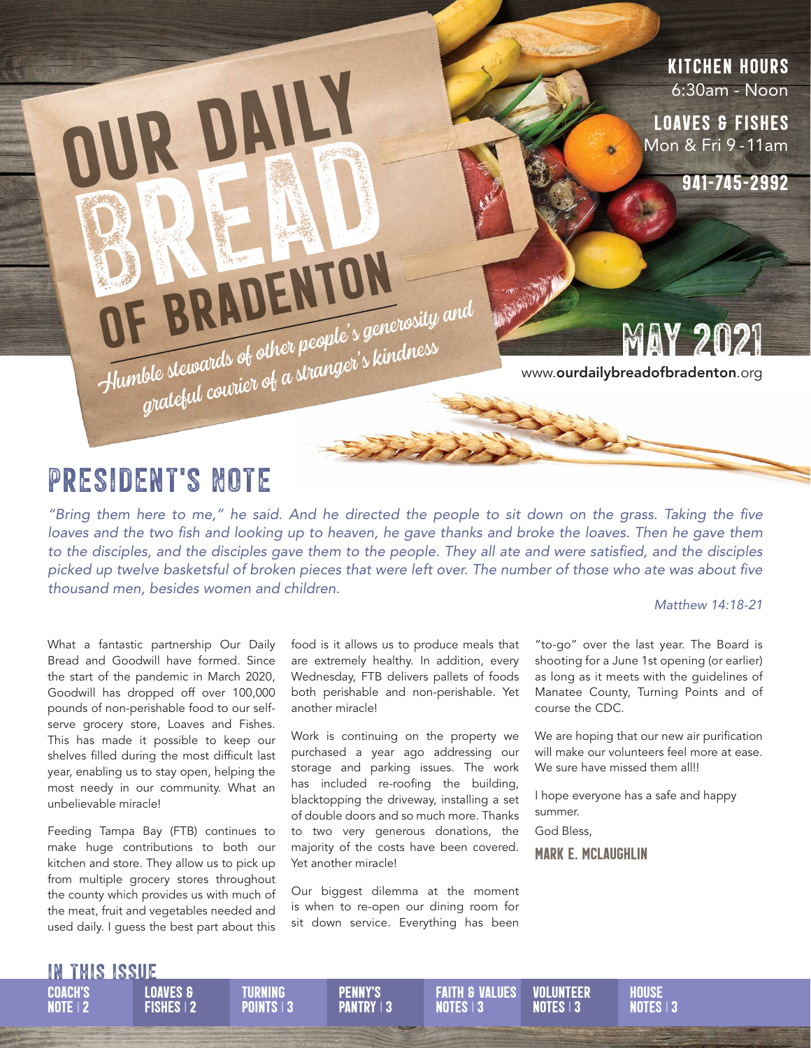# OUR DAILY BREAD OF BRADENTON

*Humble stewards of other people's generosity and grateful courier of a stranger's kindness*

**KITCHEN HOURS**
6:30am - Noon

**LOAVES & FISHES**
Mon & Fri 9 - 11am

**941-745-2992**

**MAY 2021**

www.**ourdailybreadofbradenton**.org

## PRESIDENT'S NOTE

*"Bring them here to me," he said. And he directed the people to sit down on the grass. Taking the five loaves and the two fish and looking up to heaven, he gave thanks and broke the loaves. Then he gave them to the disciples, and the disciples gave them to the people. They all ate and were satisfied, and the disciples picked up twelve basketsful of broken pieces that were left over. The number of those who ate was about five thousand men, besides women and children.*

*Matthew 14:18-21*

What a fantastic partnership Our Daily Bread and Goodwill have formed. Since the start of the pandemic in March 2020, Goodwill has dropped off over 100,000 pounds of non-perishable food to our self-serve grocery store, Loaves and Fishes. This has made it possible to keep our shelves filled during the most difficult last year, enabling us to stay open, helping the most needy in our community. What an unbelievable miracle!

Feeding Tampa Bay (FTB) continues to make huge contributions to both our kitchen and store. They allow us to pick up from multiple grocery stores throughout the county which provides us with much of the meat, fruit and vegetables needed and used daily. I guess the best part about this food is it allows us to produce meals that are extremely healthy. In addition, every Wednesday, FTB delivers pallets of foods both perishable and non-perishable. Yet another miracle!

Work is continuing on the property we purchased a year ago addressing our storage and parking issues. The work has included re-roofing the building, blacktopping the driveway, installing a set of double doors and so much more. Thanks to two very generous donations, the majority of the costs have been covered. Yet another miracle!

Our biggest dilemma at the moment is when to re-open our dining room for sit down service. Everything has been "to-go" over the last year. The Board is shooting for a June 1st opening (or earlier) as long as it meets with the guidelines of Manatee County, Turning Points and of course the CDC.

We are hoping that our new air purification will make our volunteers feel more at ease. We sure have missed them all!!

I hope everyone has a safe and happy summer.

God Bless,

**MARK E. MCLAUGHLIN**

## IN THIS ISSUE

- COACH'S NOTE | 2
- LOAVES & FISHES | 2
- TURNING POINTS | 3
- PENNY'S PANTRY | 3
- FAITH & VALUES NOTES | 3
- VOLUNTEER NOTES | 3
- HOUSE NOTES | 3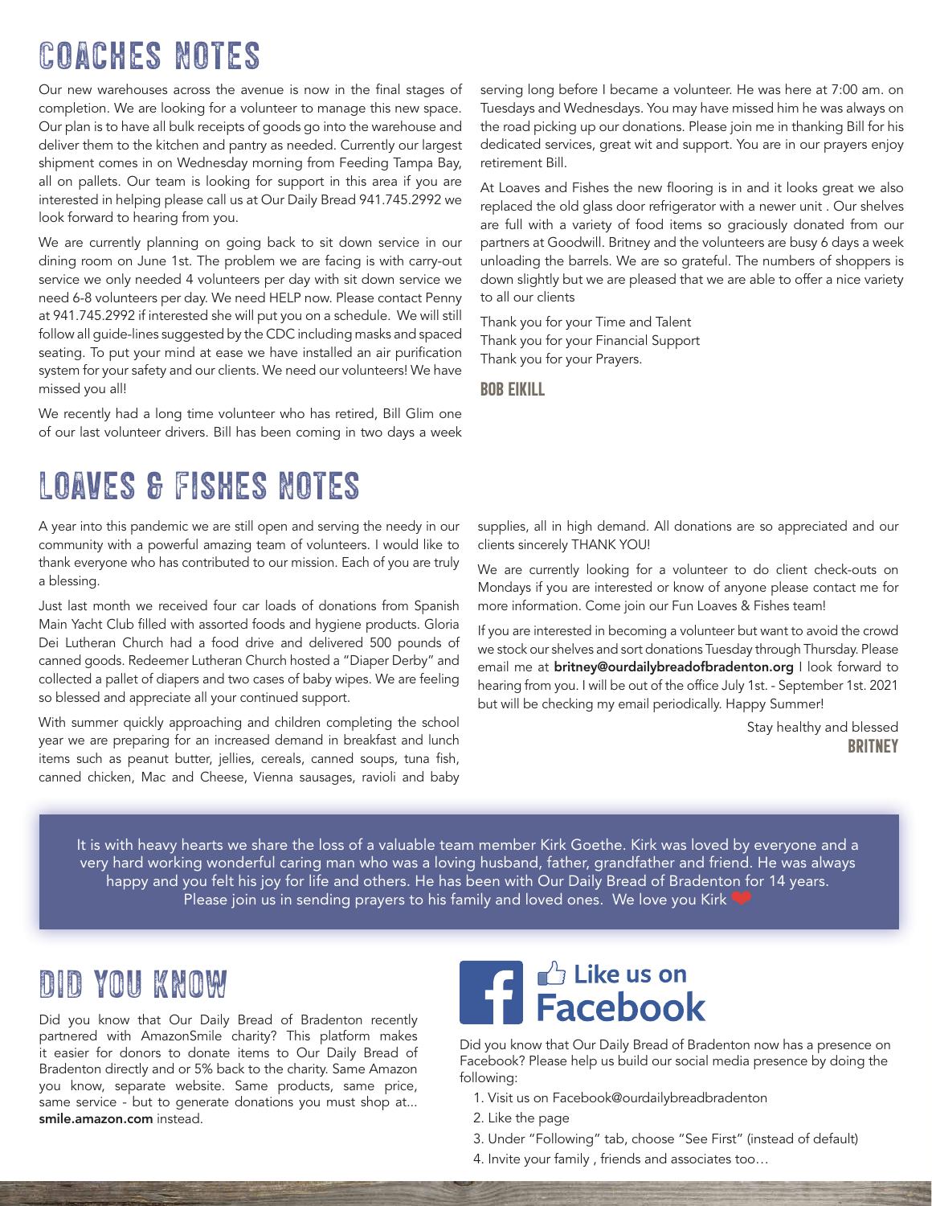# COACHES NOTES

Our new warehouses across the avenue is now in the final stages of completion. We are looking for a volunteer to manage this new space. Our plan is to have all bulk receipts of goods go into the warehouse and deliver them to the kitchen and pantry as needed. Currently our largest shipment comes in on Wednesday morning from Feeding Tampa Bay, all on pallets. Our team is looking for support in this area if you are interested in helping please call us at Our Daily Bread 941.745.2992 we look forward to hearing from you.

We are currently planning on going back to sit down service in our dining room on June 1st. The problem we are facing is with carry-out service we only needed 4 volunteers per day with sit down service we need 6-8 volunteers per day. We need HELP now. Please contact Penny at 941.745.2992 if interested she will put you on a schedule. We will still follow all guide-lines suggested by the CDC including masks and spaced seating. To put your mind at ease we have installed an air purification system for your safety and our clients. We need our volunteers! We have missed you all!

We recently had a long time volunteer who has retired, Bill Glim one of our last volunteer drivers. Bill has been coming in two days a week serving long before I became a volunteer. He was here at 7:00 am. on Tuesdays and Wednesdays. You may have missed him he was always on the road picking up our donations. Please join me in thanking Bill for his dedicated services, great wit and support. You are in our prayers enjoy retirement Bill.

At Loaves and Fishes the new flooring is in and it looks great we also replaced the old glass door refrigerator with a newer unit . Our shelves are full with a variety of food items so graciously donated from our partners at Goodwill. Britney and the volunteers are busy 6 days a week unloading the barrels. We are so grateful. The numbers of shoppers is down slightly but we are pleased that we are able to offer a nice variety to all our clients

Thank you for your Time and Talent  
Thank you for your Financial Support  
Thank you for your Prayers.

**BOB EIKILL**

# LOAVES & FISHES NOTES

A year into this pandemic we are still open and serving the needy in our community with a powerful amazing team of volunteers. I would like to thank everyone who has contributed to our mission. Each of you are truly a blessing.

Just last month we received four car loads of donations from Spanish Main Yacht Club filled with assorted foods and hygiene products. Gloria Dei Lutheran Church had a food drive and delivered 500 pounds of canned goods. Redeemer Lutheran Church hosted a "Diaper Derby" and collected a pallet of diapers and two cases of baby wipes. We are feeling so blessed and appreciate all your continued support.

With summer quickly approaching and children completing the school year we are preparing for an increased demand in breakfast and lunch items such as peanut butter, jellies, cereals, canned soups, tuna fish, canned chicken, Mac and Cheese, Vienna sausages, ravioli and baby supplies, all in high demand. All donations are so appreciated and our clients sincerely THANK YOU!

We are currently looking for a volunteer to do client check-outs on Mondays if you are interested or know of anyone please contact me for more information. Come join our Fun Loaves & Fishes team!

If you are interested in becoming a volunteer but want to avoid the crowd we stock our shelves and sort donations Tuesday through Thursday. Please email me at **britney@ourdailybreadofbradenton.org** I look forward to hearing from you. I will be out of the office July 1st. - September 1st. 2021 but will be checking my email periodically. Happy Summer!

Stay healthy and blessed  
**BRITNEY**

It is with heavy hearts we share the loss of a valuable team member Kirk Goethe. Kirk was loved by everyone and a very hard working wonderful caring man who was a loving husband, father, grandfather and friend. He was always happy and you felt his joy for life and others. He has been with Our Daily Bread of Bradenton for 14 years. Please join us in sending prayers to his family and loved ones. We love you Kirk ❤

# DID YOU KNOW

Did you know that Our Daily Bread of Bradenton recently partnered with AmazonSmile charity? This platform makes it easier for donors to donate items to Our Daily Bread of Bradenton directly and or 5% back to the charity. Same Amazon you know, separate website. Same products, same price, same service - but to generate donations you must shop at... **smile.amazon.com** instead.

## Like us on Facebook

Did you know that Our Daily Bread of Bradenton now has a presence on Facebook? Please help us build our social media presence by doing the following:

1. Visit us on Facebook@ourdailybreadbradenton
2. Like the page
3. Under "Following" tab, choose "See First" (instead of default)
4. Invite your family , friends and associates too…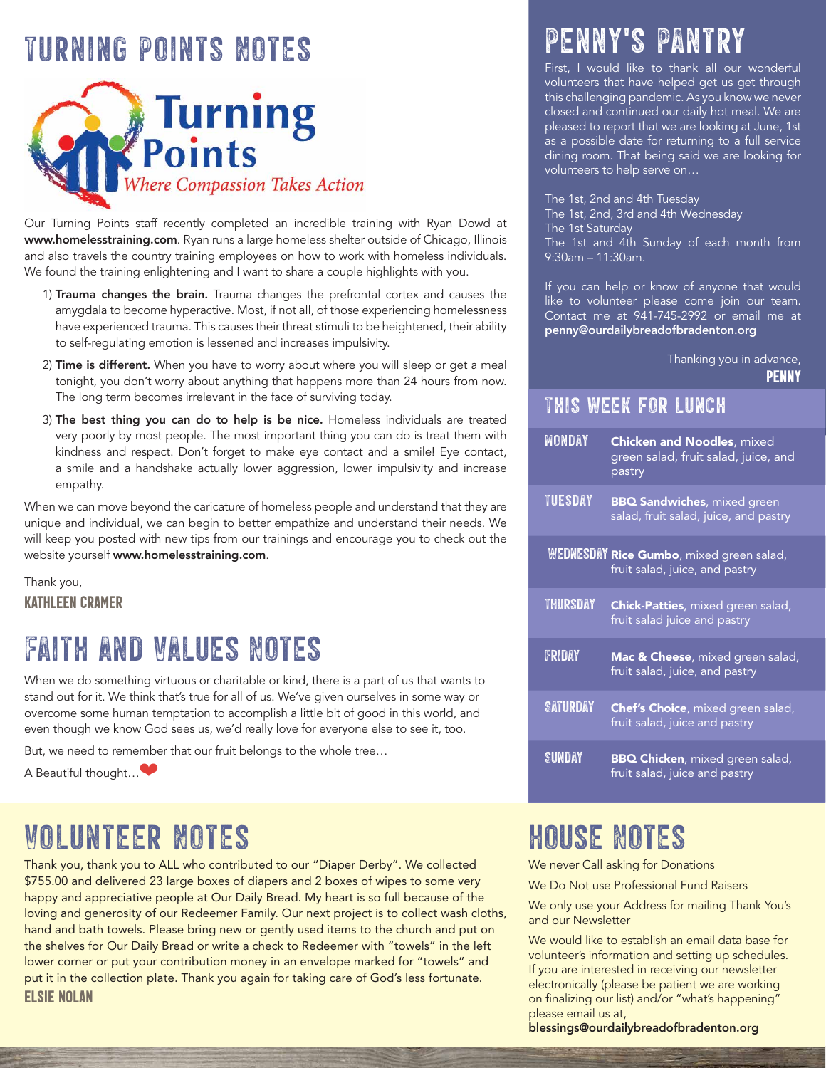# TURNING POINTS NOTES

Turning Points

*Where Compassion Takes Action*

Our Turning Points staff recently completed an incredible training with Ryan Dowd at **www.homelesstraining.com**. Ryan runs a large homeless shelter outside of Chicago, Illinois and also travels the country training employees on how to work with homeless individuals. We found the training enlightening and I want to share a couple highlights with you.

1) **Trauma changes the brain.** Trauma changes the prefrontal cortex and causes the amygdala to become hyperactive. Most, if not all, of those experiencing homelessness have experienced trauma. This causes their threat stimuli to be heightened, their ability to self-regulating emotion is lessened and increases impulsivity.
2) **Time is different.** When you have to worry about where you will sleep or get a meal tonight, you don't worry about anything that happens more than 24 hours from now. The long term becomes irrelevant in the face of surviving today.
3) **The best thing you can do to help is be nice.** Homeless individuals are treated very poorly by most people. The most important thing you can do is treat them with kindness and respect. Don't forget to make eye contact and a smile! Eye contact, a smile and a handshake actually lower aggression, lower impulsivity and increase empathy.

When we can move beyond the caricature of homeless people and understand that they are unique and individual, we can begin to better empathize and understand their needs. We will keep you posted with new tips from our trainings and encourage you to check out the website yourself **www.homelesstraining.com**.

Thank you,
**KATHLEEN CRAMER**

# FAITH AND VALUES NOTES

When we do something virtuous or charitable or kind, there is a part of us that wants to stand out for it. We think that's true for all of us. We've given ourselves in some way or overcome some human temptation to accomplish a little bit of good in this world, and even though we know God sees us, we'd really love for everyone else to see it, too.

But, we need to remember that our fruit belongs to the whole tree…

A Beautiful thought…❤

# PENNY'S PANTRY

First, I would like to thank all our wonderful volunteers that have helped get us get through this challenging pandemic. As you know we never closed and continued our daily hot meal. We are pleased to report that we are looking at June, 1st as a possible date for returning to a full service dining room. That being said we are looking for volunteers to help serve on…

The 1st, 2nd and 4th Tuesday
The 1st, 2nd, 3rd and 4th Wednesday
The 1st Saturday
The 1st and 4th Sunday of each month from 9:30am – 11:30am.

If you can help or know of anyone that would like to volunteer please come join our team. Contact me at 941-745-2992 or email me at **penny@ourdailybreadofbradenton.org**

Thanking you in advance,
**PENNY**

## THIS WEEK FOR LUNCH

| Day | Menu |
|---|---|
| MONDAY | **Chicken and Noodles**, mixed green salad, fruit salad, juice, and pastry |
| TUESDAY | **BBQ Sandwiches**, mixed green salad, fruit salad, juice, and pastry |
| WEDNESDAY | **Rice Gumbo**, mixed green salad, fruit salad, juice, and pastry |
| THURSDAY | **Chick-Patties**, mixed green salad, fruit salad juice and pastry |
| FRIDAY | **Mac & Cheese**, mixed green salad, fruit salad, juice, and pastry |
| SATURDAY | **Chef's Choice**, mixed green salad, fruit salad, juice and pastry |
| SUNDAY | **BBQ Chicken**, mixed green salad, fruit salad, juice and pastry |

# VOLUNTEER NOTES

Thank you, thank you to ALL who contributed to our "Diaper Derby". We collected $755.00 and delivered 23 large boxes of diapers and 2 boxes of wipes to some very happy and appreciative people at Our Daily Bread. My heart is so full because of the loving and generosity of our Redeemer Family. Our next project is to collect wash cloths, hand and bath towels. Please bring new or gently used items to the church and put on the shelves for Our Daily Bread or write a check to Redeemer with "towels" in the left lower corner or put your contribution money in an envelope marked for "towels" and put it in the collection plate. Thank you again for taking care of God's less fortunate.
**ELSIE NOLAN**

# HOUSE NOTES

We never Call asking for Donations

We Do Not use Professional Fund Raisers

We only use your Address for mailing Thank You's and our Newsletter

We would like to establish an email data base for volunteer's information and setting up schedules. If you are interested in receiving our newsletter electronically (please be patient we are working on finalizing our list) and/or "what's happening" please email us at,
**blessings@ourdailybreadofbradenton.org**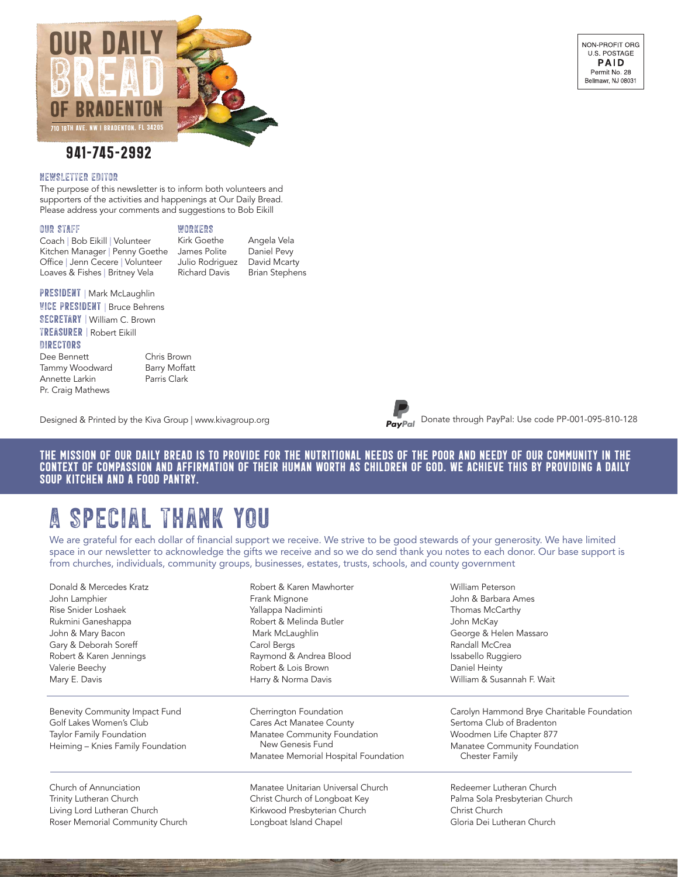# OUR DAILY BREAD OF BRADENTON

710 18TH AVE. NW | BRADENTON, FL 34205

941-745-2992

NON-PROFIT ORG
U.S. POSTAGE
PAID
Permit No. 28
Bellmawr, NJ 08031

### NEWSLETTER EDITOR

The purpose of this newsletter is to inform both volunteers and supporters of the activities and happenings at Our Daily Bread. Please address your comments and suggestions to Bob Eikill

### OUR STAFF

Coach | Bob Eikill | Volunteer
Kitchen Manager | Penny Goethe
Office | Jenn Cecere | Volunteer
Loaves & Fishes | Britney Vela

### WORKERS

| | |
|---|---|
| Kirk Goethe | Angela Vela |
| James Polite | Daniel Pevy |
| Julio Rodriguez | David Mcarty |
| Richard Davis | Brian Stephens |

**PRESIDENT** | Mark McLaughlin
**VICE PRESIDENT** | Bruce Behrens
**SECRETARY** | William C. Brown
**TREASURER** | Robert Eikill

### DIRECTORS

| | |
|---|---|
| Dee Bennett | Chris Brown |
| Tammy Woodward | Barry Moffatt |
| Annette Larkin | Parris Clark |
| Pr. Craig Mathews | |

Designed & Printed by the Kiva Group | www.kivagroup.org

Donate through PayPal: Use code PP-001-095-810-128

**THE MISSION OF OUR DAILY BREAD IS TO PROVIDE FOR THE NUTRITIONAL NEEDS OF THE POOR AND NEEDY OF OUR COMMUNITY IN THE CONTEXT OF COMPASSION AND AFFIRMATION OF THEIR HUMAN WORTH AS CHILDREN OF GOD. WE ACHIEVE THIS BY PROVIDING A DAILY SOUP KITCHEN AND A FOOD PANTRY.**

# A SPECIAL THANK YOU

We are grateful for each dollar of financial support we receive. We strive to be good stewards of your generosity. We have limited space in our newsletter to acknowledge the gifts we receive and so we do send thank you notes to each donor. Our base support is from churches, individuals, community groups, businesses, estates, trusts, schools, and county government

Donald & Mercedes Kratz
John Lamphier
Rise Snider Loshaek
Rukmini Ganeshappa
John & Mary Bacon
Gary & Deborah Soreff
Robert & Karen Jennings
Valerie Beechy
Mary E. Davis

Robert & Karen Mawhorter
Frank Mignone
Yallappa Nadiminti
Robert & Melinda Butler
Mark McLaughlin
Carol Bergs
Raymond & Andrea Blood
Robert & Lois Brown
Harry & Norma Davis

William Peterson
John & Barbara Ames
Thomas McCarthy
John McKay
George & Helen Massaro
Randall McCrea
Issabello Ruggiero
Daniel Heinty
William & Susannah F. Wait

---

Benevity Community Impact Fund
Golf Lakes Women's Club
Taylor Family Foundation
Heiming – Knies Family Foundation

Cherrington Foundation
Cares Act Manatee County
Manatee Community Foundation New Genesis Fund
Manatee Memorial Hospital Foundation

Carolyn Hammond Brye Charitable Foundation
Sertoma Club of Bradenton
Woodmen Life Chapter 877
Manatee Community Foundation Chester Family

---

Church of Annunciation
Trinity Lutheran Church
Living Lord Lutheran Church
Roser Memorial Community Church

Manatee Unitarian Universal Church
Christ Church of Longboat Key
Kirkwood Presbyterian Church
Longboat Island Chapel

Redeemer Lutheran Church
Palma Sola Presbyterian Church
Christ Church
Gloria Dei Lutheran Church